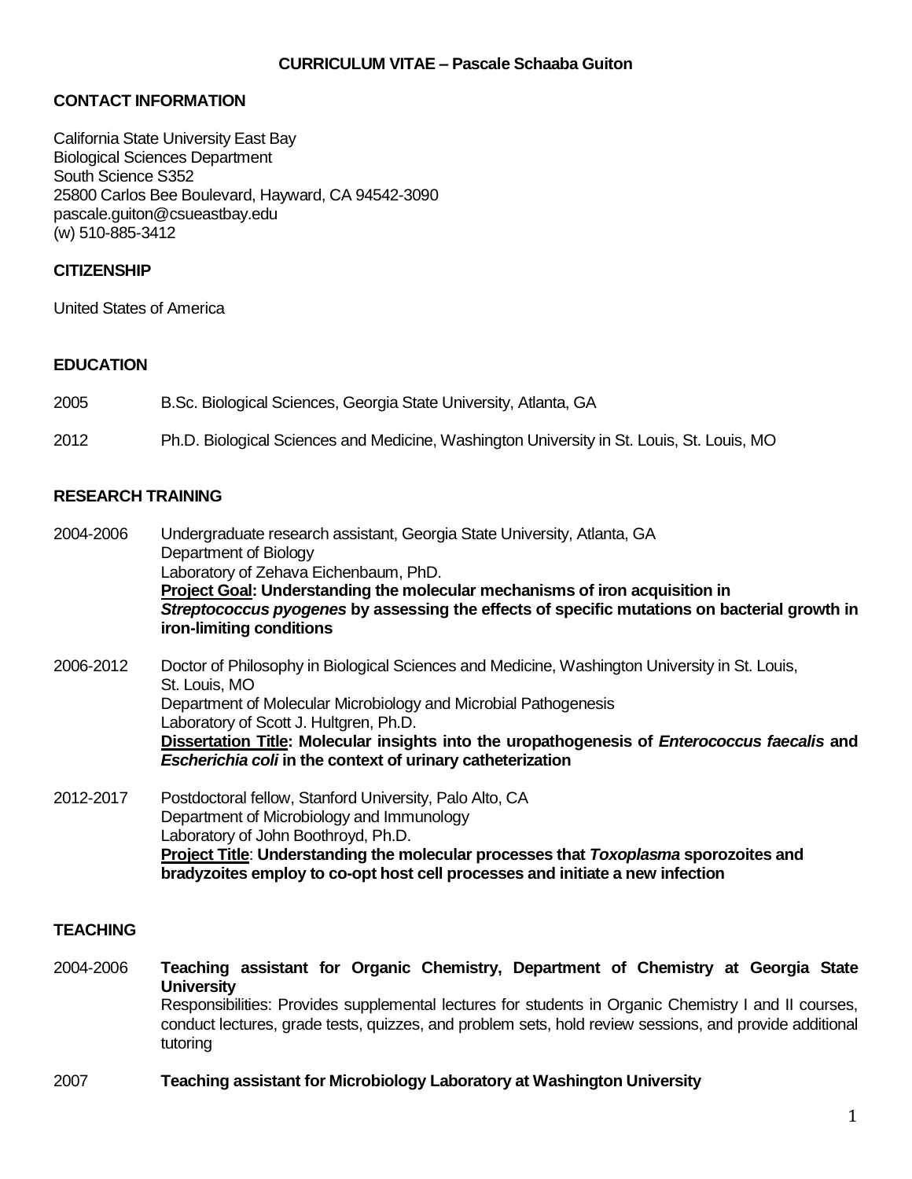# CURRICULUM VITAE – Pascale Schaaba Guiton

## CONTACT INFORMATION

California State University East Bay
Biological Sciences Department
South Science S352
25800 Carlos Bee Boulevard, Hayward, CA 94542-3090
pascale.guiton@csueastbay.edu
(w) 510-885-3412

## CITIZENSHIP

United States of America

## EDUCATION

2005 B.Sc. Biological Sciences, Georgia State University, Atlanta, GA

2012 Ph.D. Biological Sciences and Medicine, Washington University in St. Louis, St. Louis, MO

## RESEARCH TRAINING

2004-2006 Undergraduate research assistant, Georgia State University, Atlanta, GA
Department of Biology
Laboratory of Zehava Eichenbaum, PhD.
**Project Goal: Understanding the molecular mechanisms of iron acquisition in *Streptococcus pyogenes* by assessing the effects of specific mutations on bacterial growth in iron-limiting conditions**

2006-2012 Doctor of Philosophy in Biological Sciences and Medicine, Washington University in St. Louis, St. Louis, MO
Department of Molecular Microbiology and Microbial Pathogenesis
Laboratory of Scott J. Hultgren, Ph.D.
**Dissertation Title: Molecular insights into the uropathogenesis of *Enterococcus faecalis* and *Escherichia coli* in the context of urinary catheterization**

2012-2017 Postdoctoral fellow, Stanford University, Palo Alto, CA
Department of Microbiology and Immunology
Laboratory of John Boothroyd, Ph.D.
**Project Title: Understanding the molecular processes that *Toxoplasma* sporozoites and bradyzoites employ to co-opt host cell processes and initiate a new infection**

## TEACHING

2004-2006 **Teaching assistant for Organic Chemistry, Department of Chemistry at Georgia State University**
Responsibilities: Provides supplemental lectures for students in Organic Chemistry I and II courses, conduct lectures, grade tests, quizzes, and problem sets, hold review sessions, and provide additional tutoring

2007 **Teaching assistant for Microbiology Laboratory at Washington University**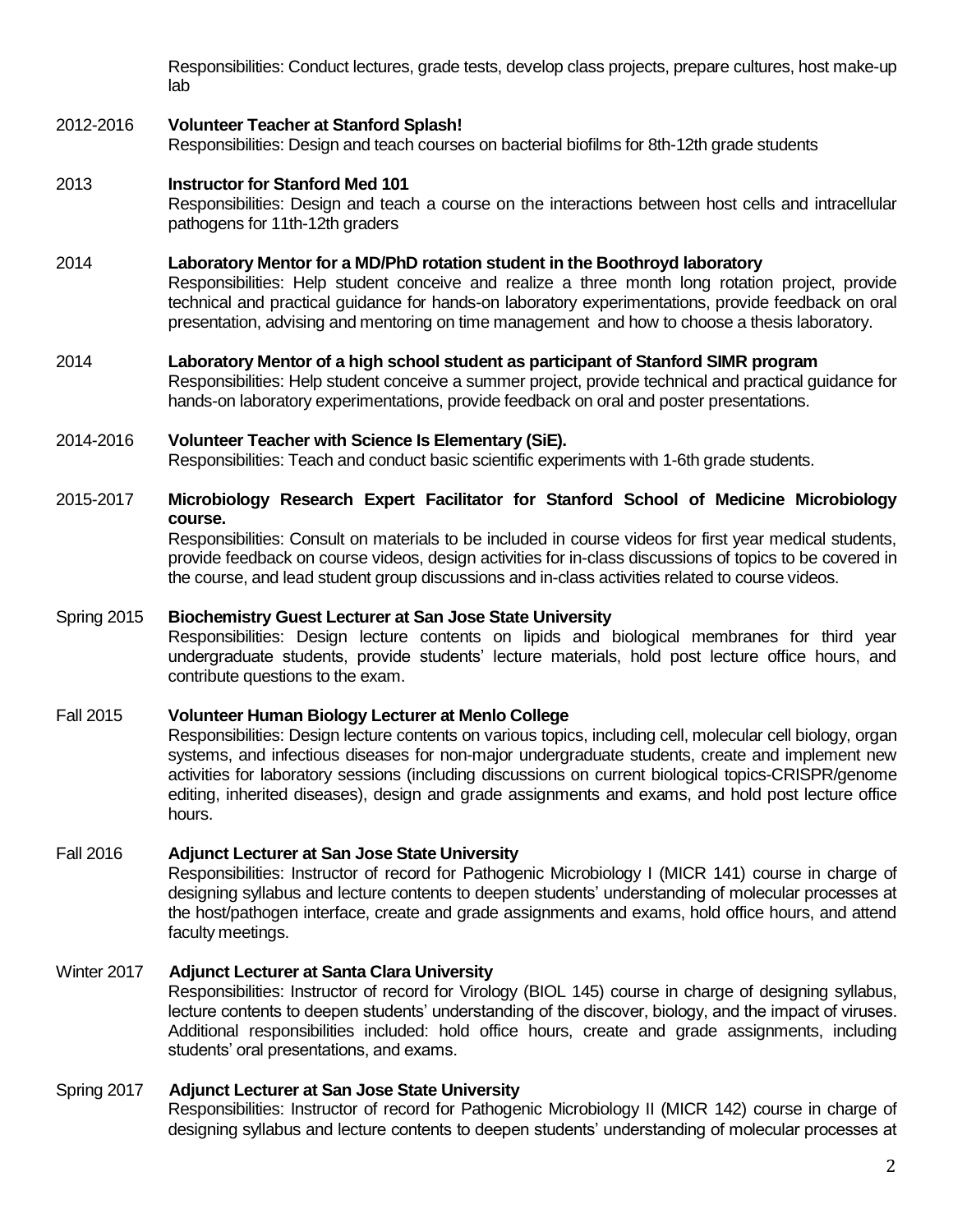Responsibilities: Conduct lectures, grade tests, develop class projects, prepare cultures, host make-up lab

2012-2016 **Volunteer Teacher at Stanford Splash!**
Responsibilities: Design and teach courses on bacterial biofilms for 8th-12th grade students

2013 **Instructor for Stanford Med 101**
Responsibilities: Design and teach a course on the interactions between host cells and intracellular pathogens for 11th-12th graders

2014 **Laboratory Mentor for a MD/PhD rotation student in the Boothroyd laboratory**
Responsibilities: Help student conceive and realize a three month long rotation project, provide technical and practical guidance for hands-on laboratory experimentations, provide feedback on oral presentation, advising and mentoring on time management and how to choose a thesis laboratory.

2014 **Laboratory Mentor of a high school student as participant of Stanford SIMR program**
Responsibilities: Help student conceive a summer project, provide technical and practical guidance for hands-on laboratory experimentations, provide feedback on oral and poster presentations.

2014-2016 **Volunteer Teacher with Science Is Elementary (SiE).**
Responsibilities: Teach and conduct basic scientific experiments with 1-6th grade students.

2015-2017 **Microbiology Research Expert Facilitator for Stanford School of Medicine Microbiology course.**
Responsibilities: Consult on materials to be included in course videos for first year medical students, provide feedback on course videos, design activities for in-class discussions of topics to be covered in the course, and lead student group discussions and in-class activities related to course videos.

Spring 2015 **Biochemistry Guest Lecturer at San Jose State University**
Responsibilities: Design lecture contents on lipids and biological membranes for third year undergraduate students, provide students' lecture materials, hold post lecture office hours, and contribute questions to the exam.

Fall 2015 **Volunteer Human Biology Lecturer at Menlo College**
Responsibilities: Design lecture contents on various topics, including cell, molecular cell biology, organ systems, and infectious diseases for non-major undergraduate students, create and implement new activities for laboratory sessions (including discussions on current biological topics-CRISPR/genome editing, inherited diseases), design and grade assignments and exams, and hold post lecture office hours.

Fall 2016 **Adjunct Lecturer at San Jose State University**
Responsibilities: Instructor of record for Pathogenic Microbiology I (MICR 141) course in charge of designing syllabus and lecture contents to deepen students' understanding of molecular processes at the host/pathogen interface, create and grade assignments and exams, hold office hours, and attend faculty meetings.

Winter 2017 **Adjunct Lecturer at Santa Clara University**
Responsibilities: Instructor of record for Virology (BIOL 145) course in charge of designing syllabus, lecture contents to deepen students' understanding of the discover, biology, and the impact of viruses. Additional responsibilities included: hold office hours, create and grade assignments, including students' oral presentations, and exams.

Spring 2017 **Adjunct Lecturer at San Jose State University**
Responsibilities: Instructor of record for Pathogenic Microbiology II (MICR 142) course in charge of designing syllabus and lecture contents to deepen students' understanding of molecular processes at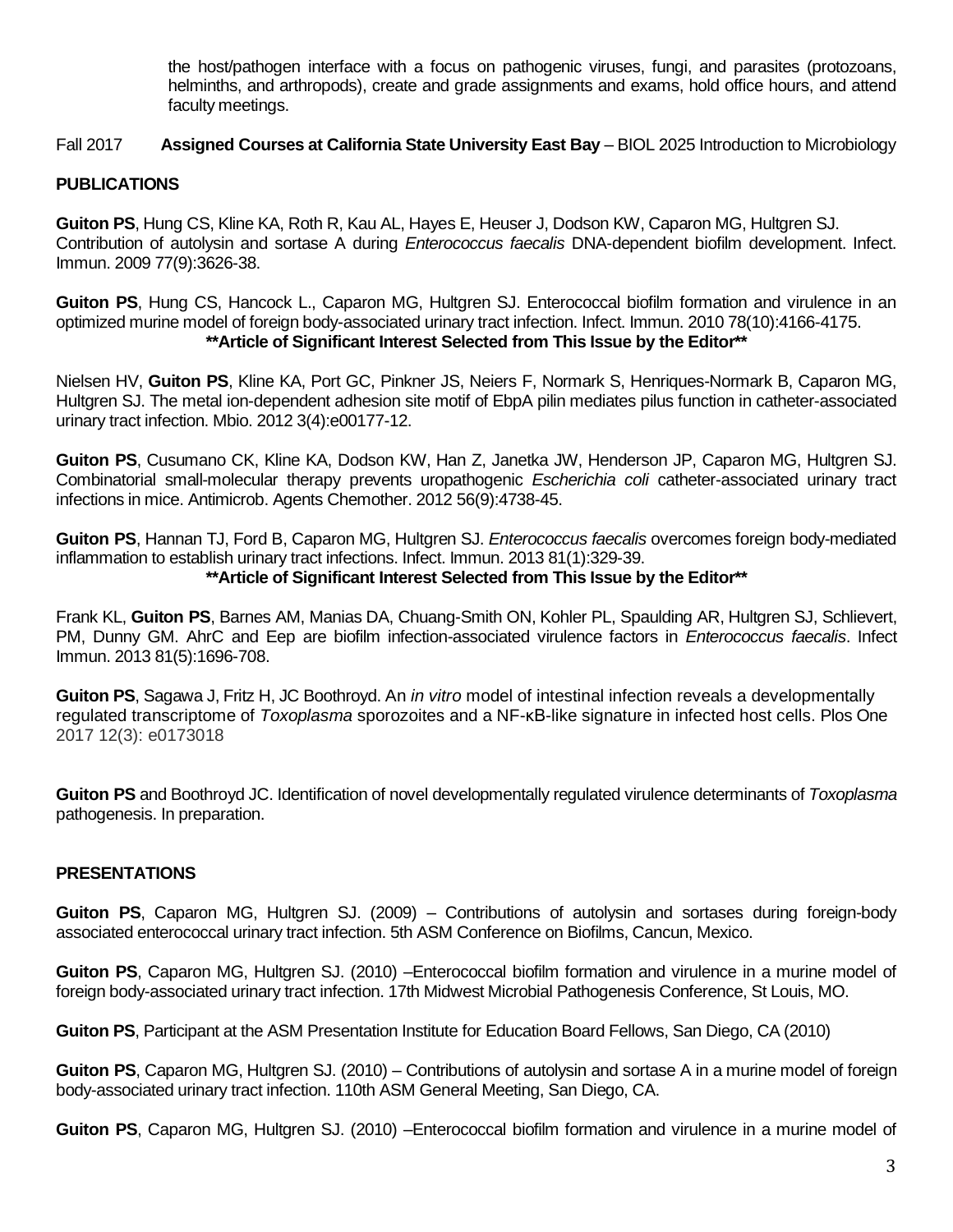the host/pathogen interface with a focus on pathogenic viruses, fungi, and parasites (protozoans, helminths, and arthropods), create and grade assignments and exams, hold office hours, and attend faculty meetings.

Fall 2017 **Assigned Courses at California State University East Bay** – BIOL 2025 Introduction to Microbiology

## PUBLICATIONS

**Guiton PS**, Hung CS, Kline KA, Roth R, Kau AL, Hayes E, Heuser J, Dodson KW, Caparon MG, Hultgren SJ. Contribution of autolysin and sortase A during *Enterococcus faecalis* DNA-dependent biofilm development. Infect. Immun. 2009 77(9):3626-38.

**Guiton PS**, Hung CS, Hancock L., Caparon MG, Hultgren SJ. Enterococcal biofilm formation and virulence in an optimized murine model of foreign body-associated urinary tract infection. Infect. Immun. 2010 78(10):4166-4175.
**\*\*Article of Significant Interest Selected from This Issue by the Editor\*\***

Nielsen HV, **Guiton PS**, Kline KA, Port GC, Pinkner JS, Neiers F, Normark S, Henriques-Normark B, Caparon MG, Hultgren SJ. The metal ion-dependent adhesion site motif of EbpA pilin mediates pilus function in catheter-associated urinary tract infection. Mbio. 2012 3(4):e00177-12.

**Guiton PS**, Cusumano CK, Kline KA, Dodson KW, Han Z, Janetka JW, Henderson JP, Caparon MG, Hultgren SJ. Combinatorial small-molecular therapy prevents uropathogenic *Escherichia coli* catheter-associated urinary tract infections in mice. Antimicrob. Agents Chemother. 2012 56(9):4738-45.

**Guiton PS**, Hannan TJ, Ford B, Caparon MG, Hultgren SJ. *Enterococcus faecalis* overcomes foreign body-mediated inflammation to establish urinary tract infections. Infect. Immun. 2013 81(1):329-39.
**\*\*Article of Significant Interest Selected from This Issue by the Editor\*\***

Frank KL, **Guiton PS**, Barnes AM, Manias DA, Chuang-Smith ON, Kohler PL, Spaulding AR, Hultgren SJ, Schlievert, PM, Dunny GM. AhrC and Eep are biofilm infection-associated virulence factors in *Enterococcus faecalis*. Infect Immun. 2013 81(5):1696-708.

**Guiton PS**, Sagawa J, Fritz H, JC Boothroyd. An *in vitro* model of intestinal infection reveals a developmentally regulated transcriptome of *Toxoplasma* sporozoites and a NF-κB-like signature in infected host cells. Plos One 2017 12(3): e0173018

**Guiton PS** and Boothroyd JC. Identification of novel developmentally regulated virulence determinants of *Toxoplasma* pathogenesis. In preparation.

## PRESENTATIONS

**Guiton PS**, Caparon MG, Hultgren SJ. (2009) – Contributions of autolysin and sortases during foreign-body associated enterococcal urinary tract infection. 5th ASM Conference on Biofilms, Cancun, Mexico.

**Guiton PS**, Caparon MG, Hultgren SJ. (2010) –Enterococcal biofilm formation and virulence in a murine model of foreign body-associated urinary tract infection. 17th Midwest Microbial Pathogenesis Conference, St Louis, MO.

**Guiton PS**, Participant at the ASM Presentation Institute for Education Board Fellows, San Diego, CA (2010)

**Guiton PS**, Caparon MG, Hultgren SJ. (2010) – Contributions of autolysin and sortase A in a murine model of foreign body-associated urinary tract infection. 110th ASM General Meeting, San Diego, CA.

**Guiton PS**, Caparon MG, Hultgren SJ. (2010) –Enterococcal biofilm formation and virulence in a murine model of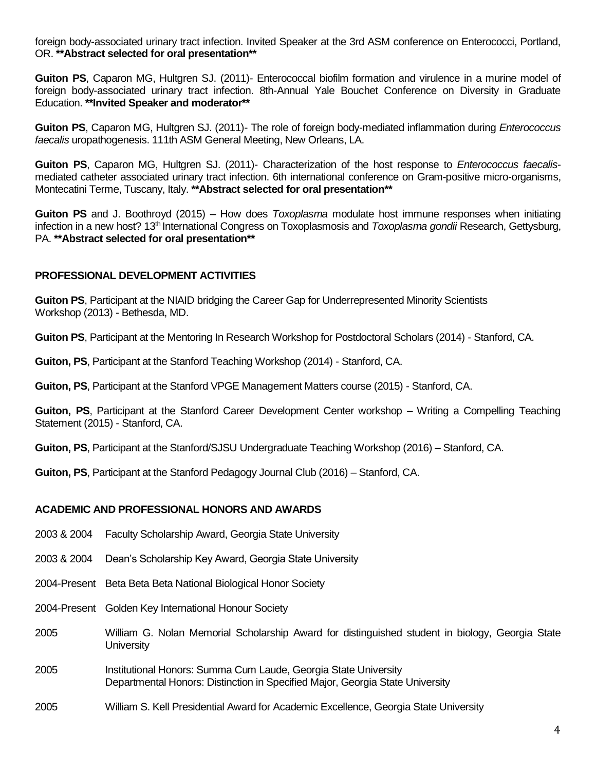foreign body-associated urinary tract infection. Invited Speaker at the 3rd ASM conference on Enterococci, Portland, OR. **\*\*Abstract selected for oral presentation\*\***

**Guiton PS**, Caparon MG, Hultgren SJ. (2011)- Enterococcal biofilm formation and virulence in a murine model of foreign body-associated urinary tract infection. 8th-Annual Yale Bouchet Conference on Diversity in Graduate Education. **\*\*Invited Speaker and moderator\*\***

**Guiton PS**, Caparon MG, Hultgren SJ. (2011)- The role of foreign body-mediated inflammation during *Enterococcus faecalis* uropathogenesis. 111th ASM General Meeting, New Orleans, LA.

**Guiton PS**, Caparon MG, Hultgren SJ. (2011)- Characterization of the host response to *Enterococcus faecalis*-mediated catheter associated urinary tract infection. 6th international conference on Gram-positive micro-organisms, Montecatini Terme, Tuscany, Italy. **\*\*Abstract selected for oral presentation\*\***

**Guiton PS** and J. Boothroyd (2015) – How does *Toxoplasma* modulate host immune responses when initiating infection in a new host? 13th International Congress on Toxoplasmosis and *Toxoplasma gondii* Research, Gettysburg, PA. **\*\*Abstract selected for oral presentation\*\***

## PROFESSIONAL DEVELOPMENT ACTIVITIES

**Guiton PS**, Participant at the NIAID bridging the Career Gap for Underrepresented Minority Scientists Workshop (2013) - Bethesda, MD.

**Guiton PS**, Participant at the Mentoring In Research Workshop for Postdoctoral Scholars (2014) - Stanford, CA.

**Guiton, PS**, Participant at the Stanford Teaching Workshop (2014) - Stanford, CA.

**Guiton, PS**, Participant at the Stanford VPGE Management Matters course (2015) - Stanford, CA.

**Guiton, PS**, Participant at the Stanford Career Development Center workshop – Writing a Compelling Teaching Statement (2015) - Stanford, CA.

**Guiton, PS**, Participant at the Stanford/SJSU Undergraduate Teaching Workshop (2016) – Stanford, CA.

**Guiton, PS**, Participant at the Stanford Pedagogy Journal Club (2016) – Stanford, CA.

## ACADEMIC AND PROFESSIONAL HONORS AND AWARDS

2003 & 2004 Faculty Scholarship Award, Georgia State University

2003 & 2004 Dean's Scholarship Key Award, Georgia State University

2004-Present Beta Beta Beta National Biological Honor Society

2004-Present Golden Key International Honour Society

2005 William G. Nolan Memorial Scholarship Award for distinguished student in biology, Georgia State University

2005 Institutional Honors: Summa Cum Laude, Georgia State University
Departmental Honors: Distinction in Specified Major, Georgia State University

2005 William S. Kell Presidential Award for Academic Excellence, Georgia State University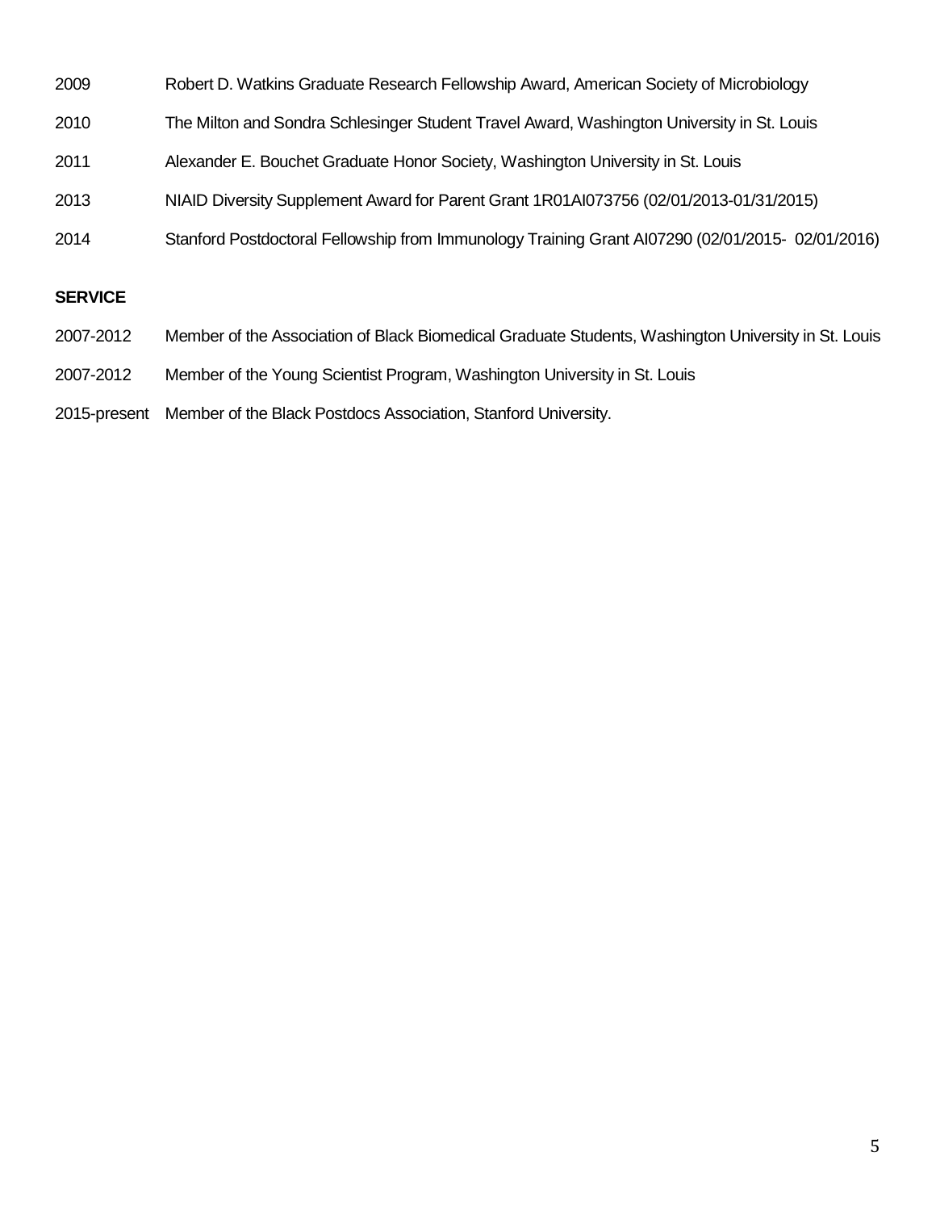2009 Robert D. Watkins Graduate Research Fellowship Award, American Society of Microbiology

2010 The Milton and Sondra Schlesinger Student Travel Award, Washington University in St. Louis

2011 Alexander E. Bouchet Graduate Honor Society, Washington University in St. Louis

2013 NIAID Diversity Supplement Award for Parent Grant 1R01AI073756 (02/01/2013-01/31/2015)

2014 Stanford Postdoctoral Fellowship from Immunology Training Grant AI07290 (02/01/2015- 02/01/2016)

**SERVICE**

2007-2012 Member of the Association of Black Biomedical Graduate Students, Washington University in St. Louis

2007-2012 Member of the Young Scientist Program, Washington University in St. Louis

2015-present Member of the Black Postdocs Association, Stanford University.